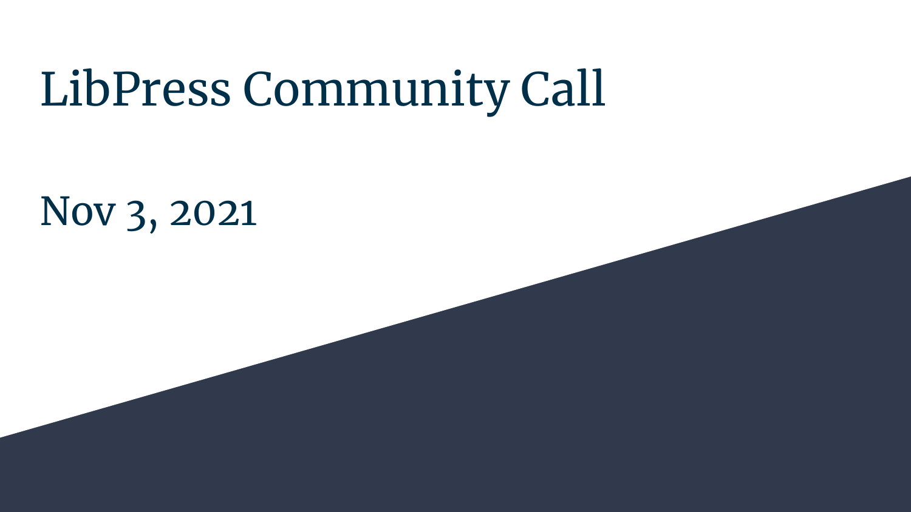# LibPress Community Call

Nov 3, 2021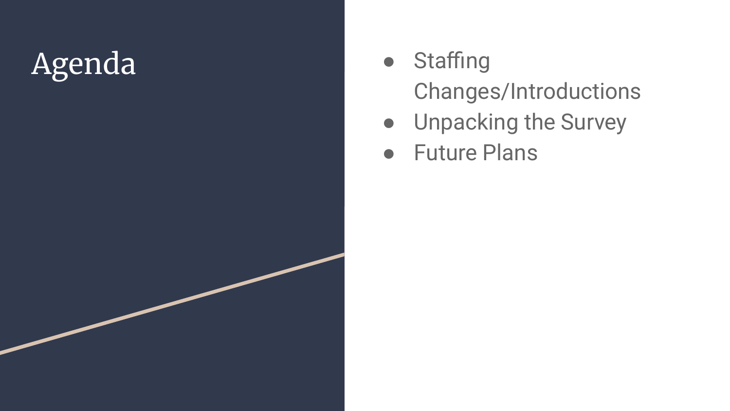# Agenda

- Staffing Changes/Introductions
- Unpacking the Survey
- Future Plans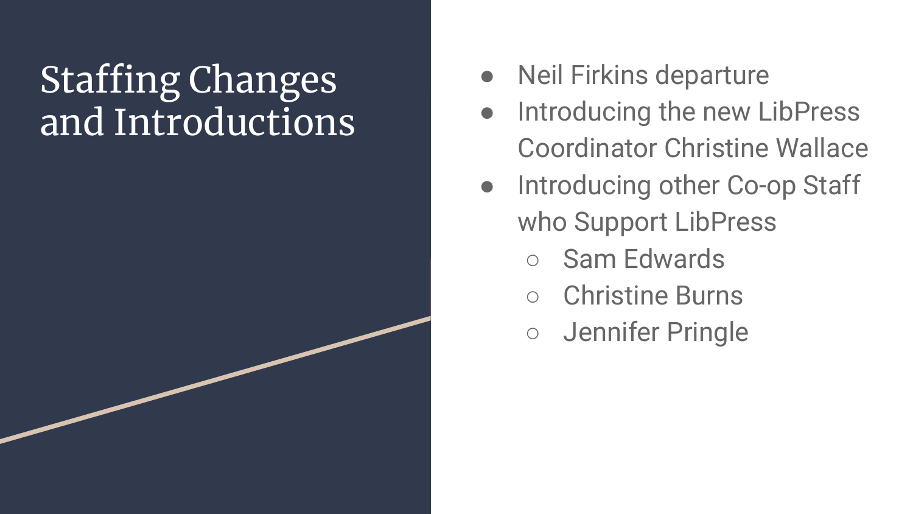# Staffing Changes and Introductions

- Neil Firkins departure
- Introducing the new LibPress Coordinator Christine Wallace
- Introducing other Co-op Staff who Support LibPress
  - Sam Edwards
  - Christine Burns
  - Jennifer Pringle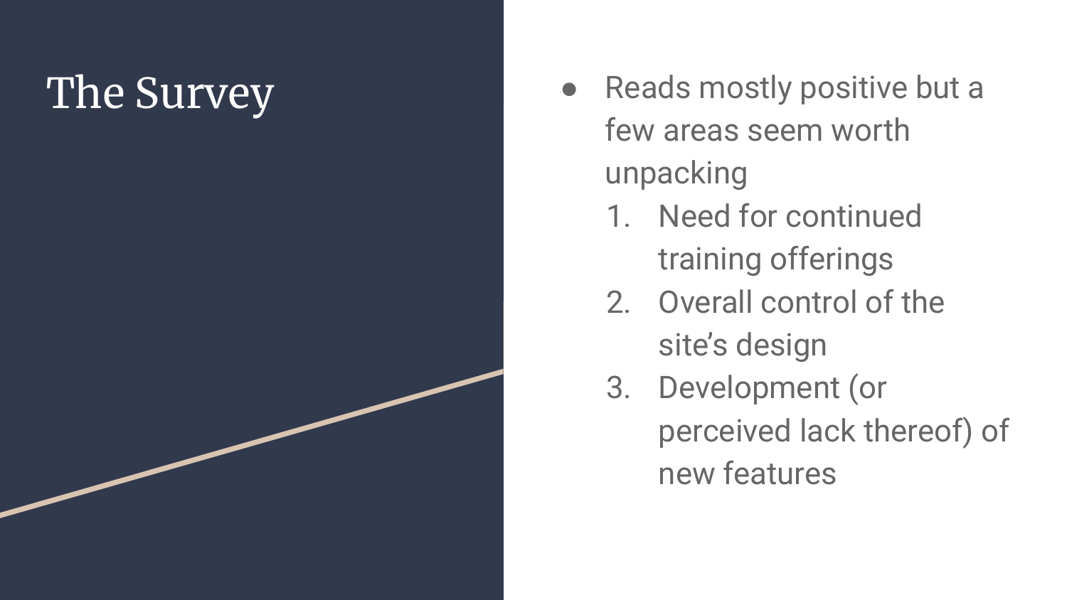# The Survey

- Reads mostly positive but a few areas seem worth unpacking
  1. Need for continued training offerings
  2. Overall control of the site's design
  3. Development (or perceived lack thereof) of new features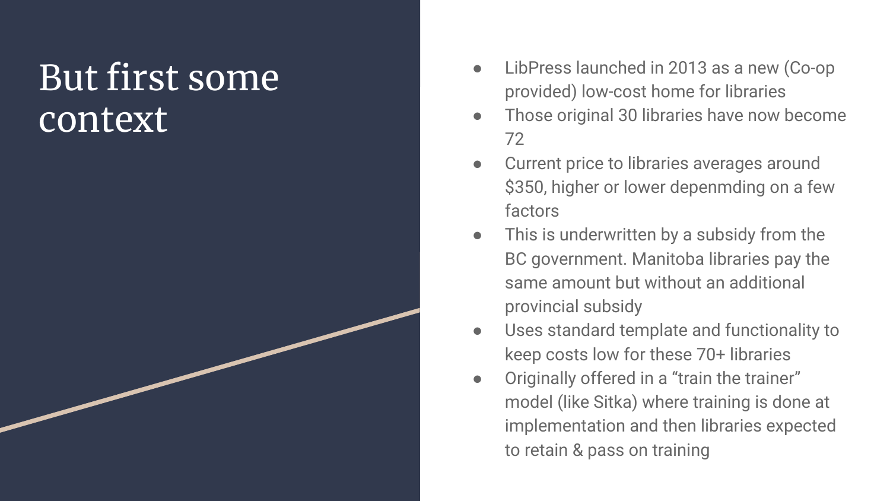# But first some context

- LibPress launched in 2013 as a new (Co-op provided) low-cost home for libraries
- Those original 30 libraries have now become 72
- Current price to libraries averages around $350, higher or lower depenmding on a few factors
- This is underwritten by a subsidy from the BC government. Manitoba libraries pay the same amount but without an additional provincial subsidy
- Uses standard template and functionality to keep costs low for these 70+ libraries
- Originally offered in a “train the trainer” model (like Sitka) where training is done at implementation and then libraries expected to retain & pass on training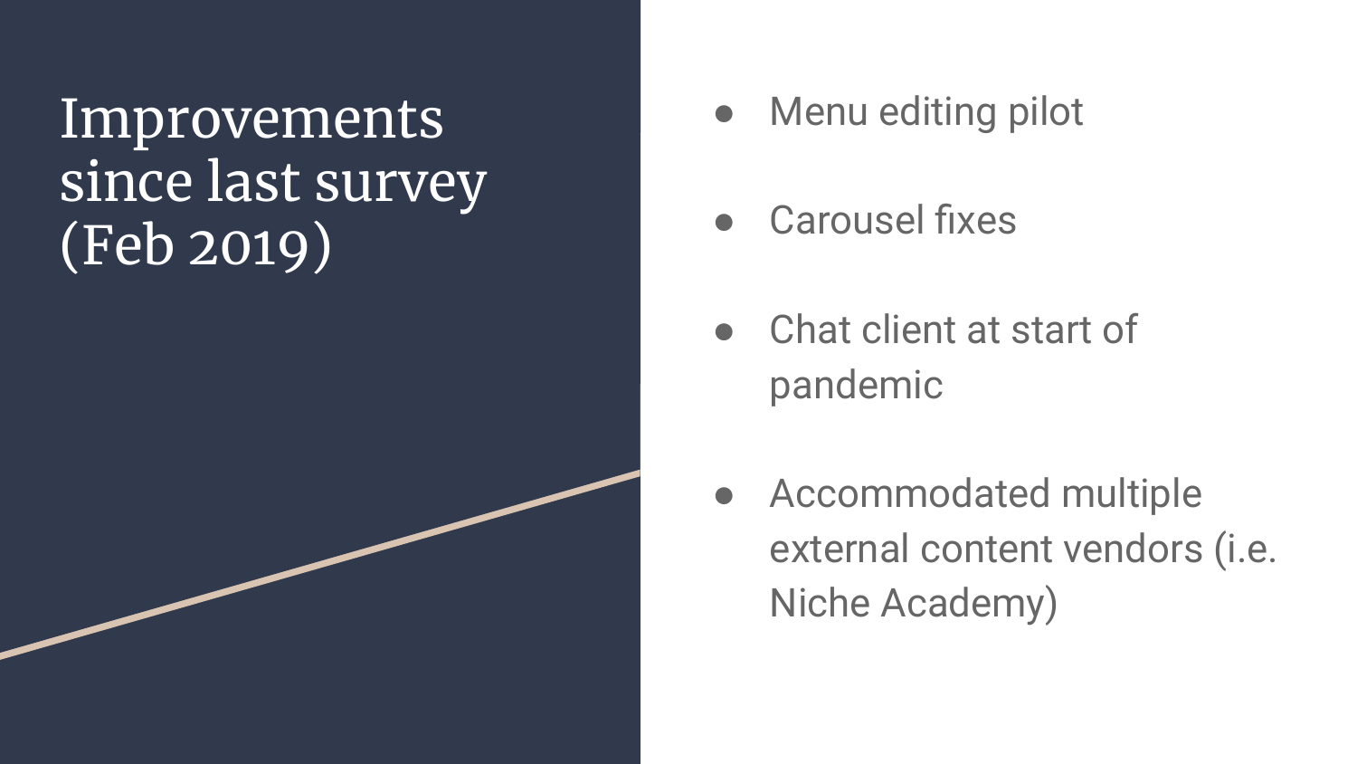# Improvements since last survey (Feb 2019)

- Menu editing pilot
- Carousel fixes
- Chat client at start of pandemic
- Accommodated multiple external content vendors (i.e. Niche Academy)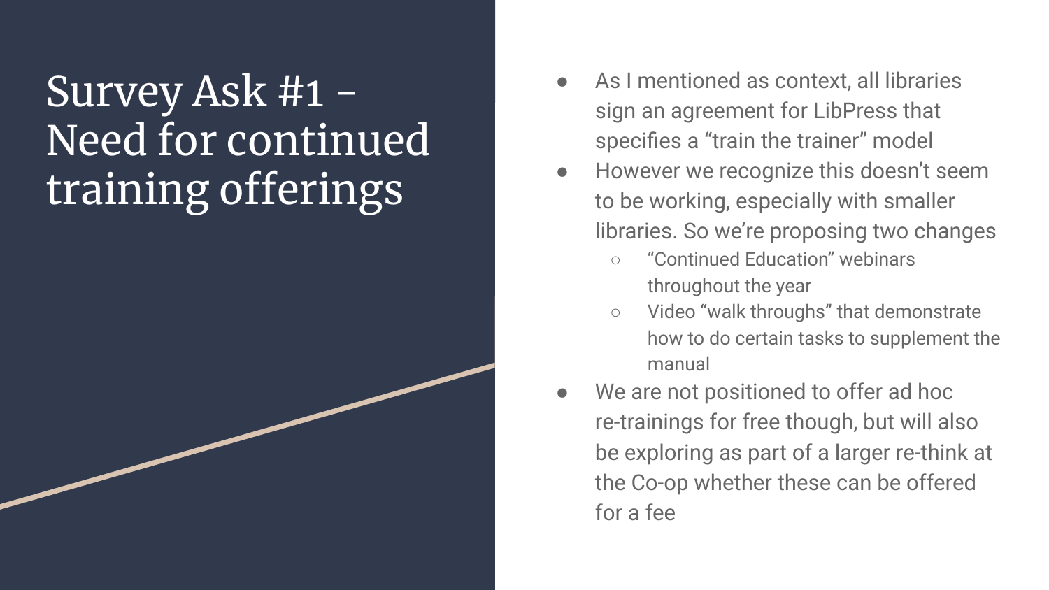# Survey Ask #1 - Need for continued training offerings

- As I mentioned as context, all libraries sign an agreement for LibPress that specifies a "train the trainer" model
- However we recognize this doesn't seem to be working, especially with smaller libraries. So we're proposing two changes
  - "Continued Education" webinars throughout the year
  - Video "walk throughs" that demonstrate how to do certain tasks to supplement the manual
- We are not positioned to offer ad hoc re-trainings for free though, but will also be exploring as part of a larger re-think at the Co-op whether these can be offered for a fee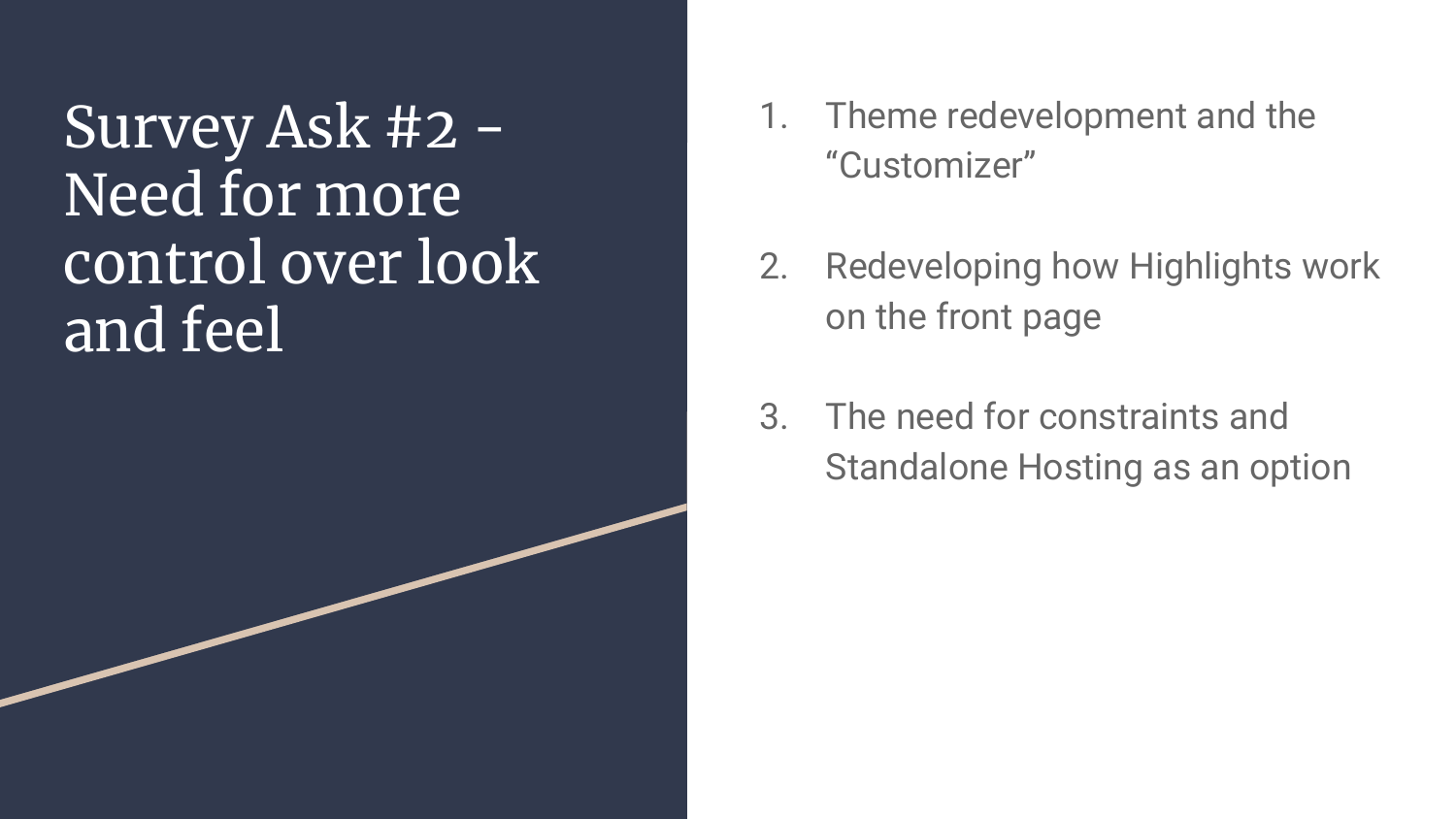# Survey Ask #2 - Need for more control over look and feel

1. Theme redevelopment and the “Customizer”
2. Redeveloping how Highlights work on the front page
3. The need for constraints and Standalone Hosting as an option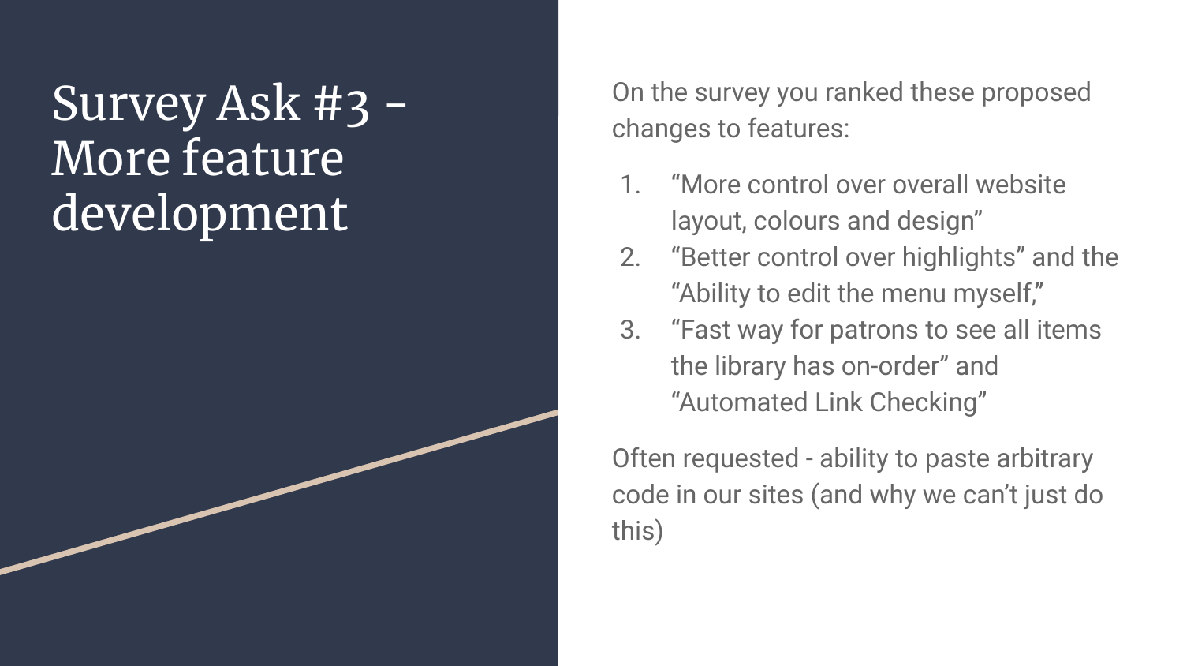# Survey Ask #3 - More feature development

On the survey you ranked these proposed changes to features:

1. “More control over overall website layout, colours and design”
2. “Better control over highlights” and the “Ability to edit the menu myself,”
3. “Fast way for patrons to see all items the library has on-order” and “Automated Link Checking”

Often requested - ability to paste arbitrary code in our sites (and why we can’t just do this)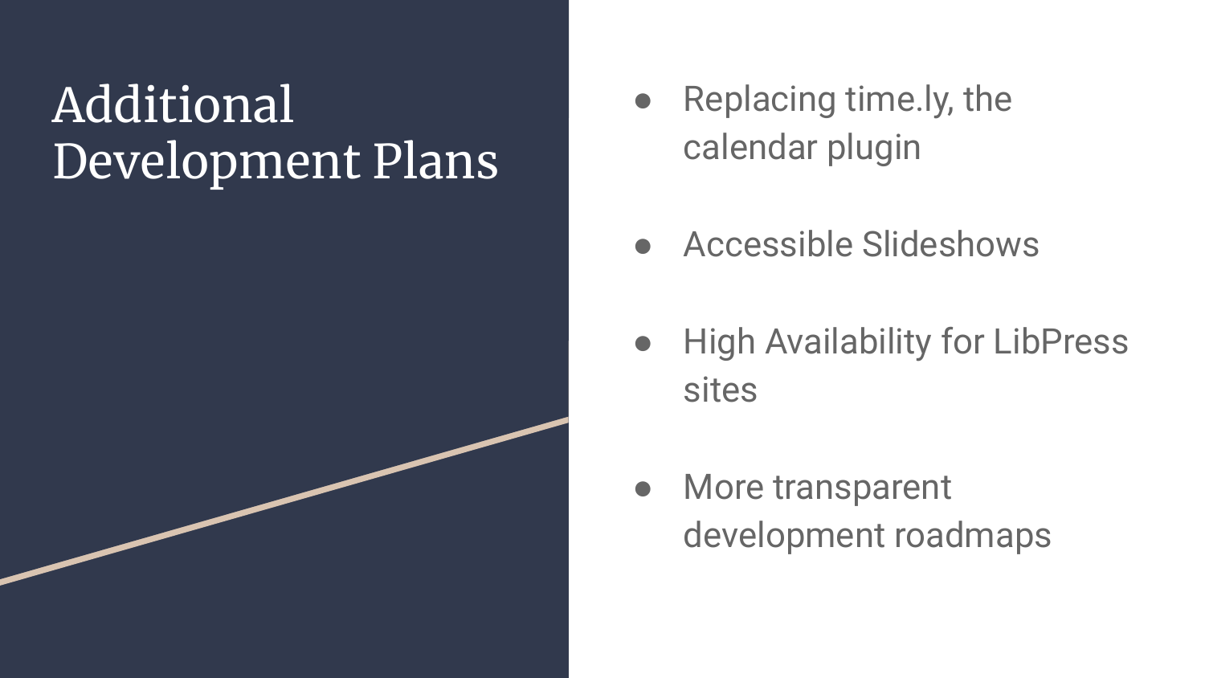# Additional Development Plans

- Replacing time.ly, the calendar plugin
- Accessible Slideshows
- High Availability for LibPress sites
- More transparent development roadmaps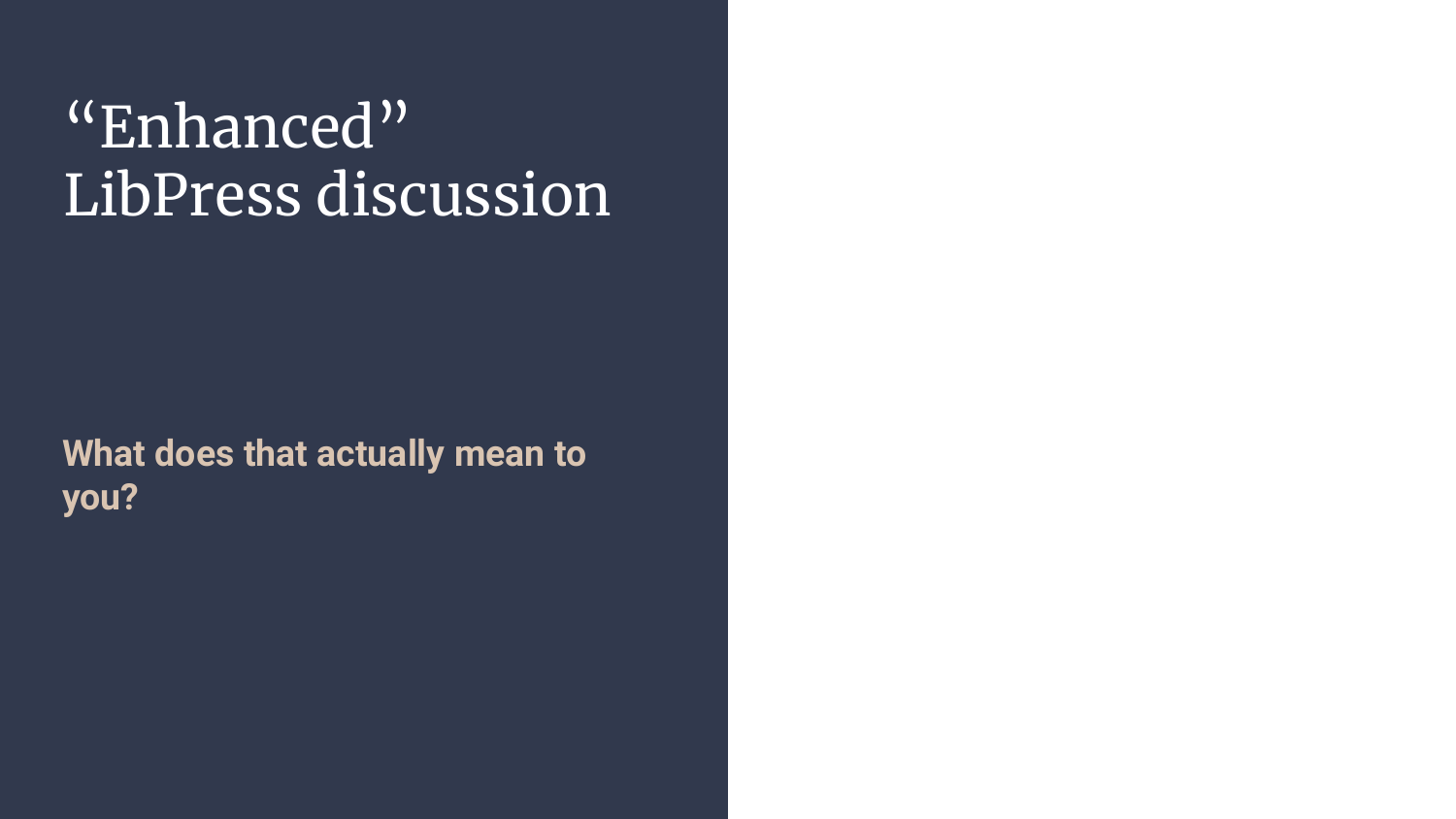# “Enhanced” LibPress discussion

**What does that actually mean to you?**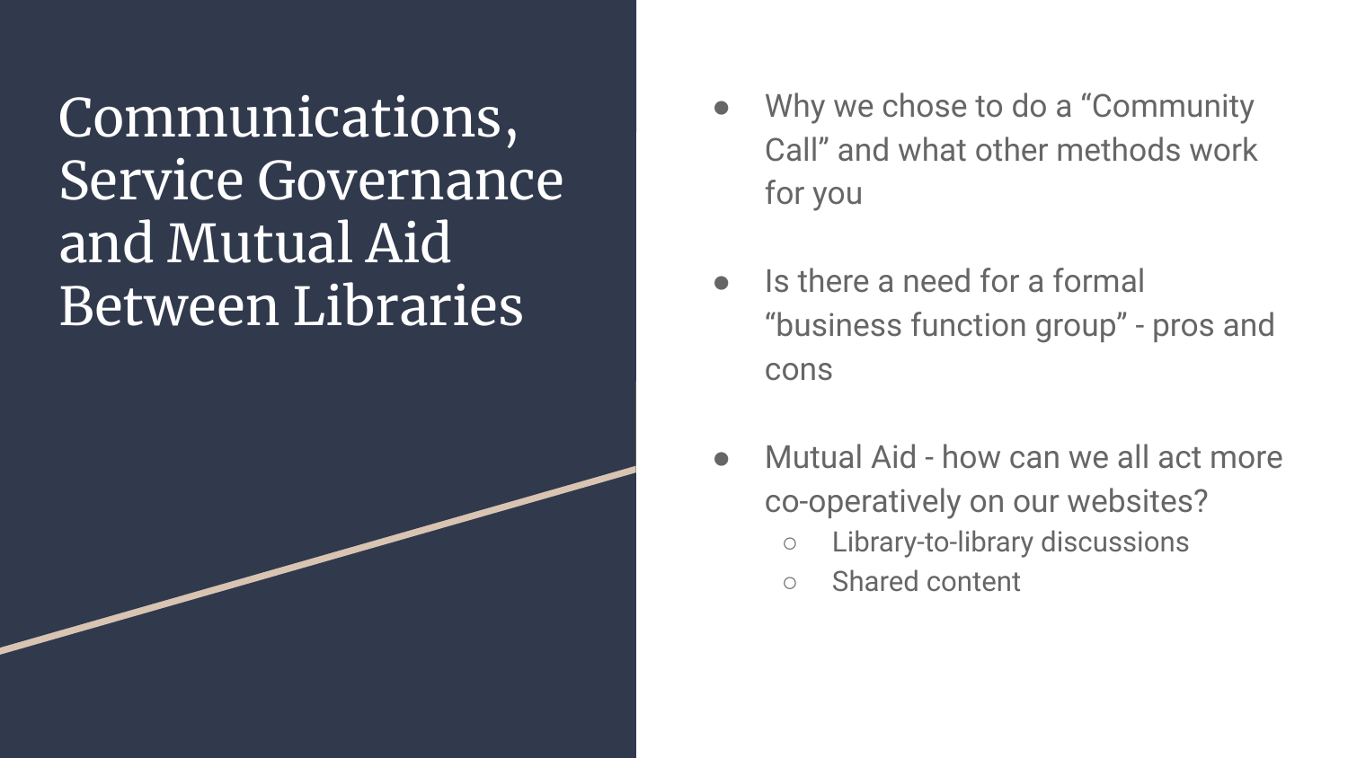# Communications, Service Governance and Mutual Aid Between Libraries

- Why we chose to do a “Community Call” and what other methods work for you
- Is there a need for a formal “business function group” - pros and cons
- Mutual Aid - how can we all act more co-operatively on our websites?
  - Library-to-library discussions
  - Shared content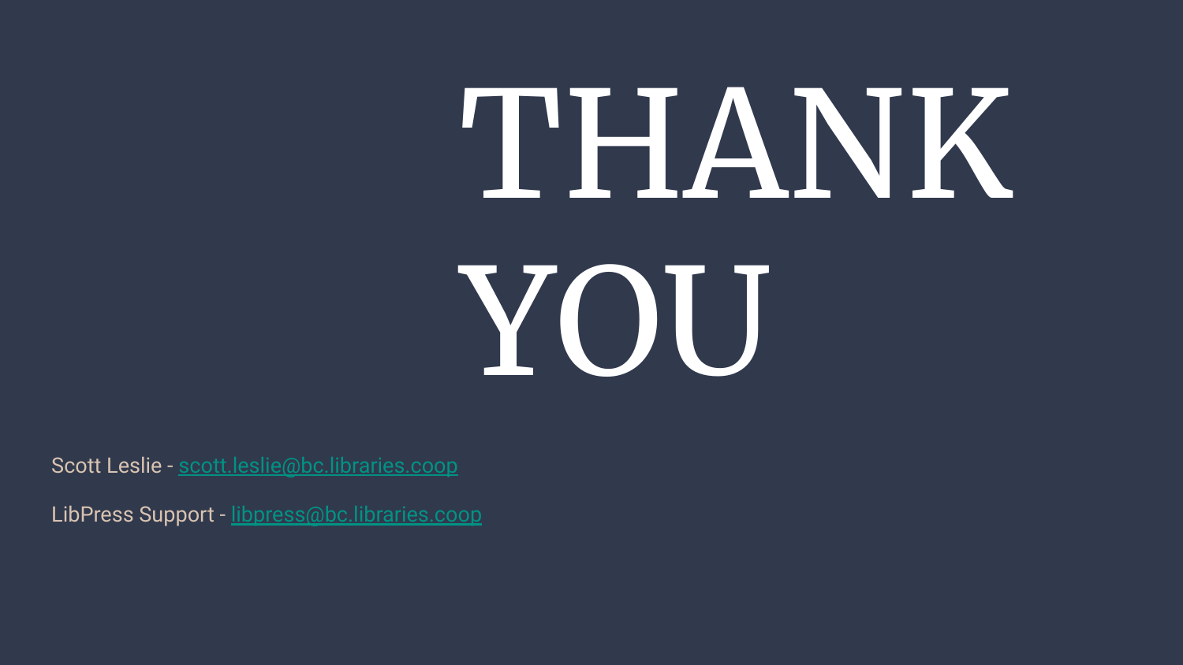# THANK YOU

Scott Leslie - scott.leslie@bc.libraries.coop

LibPress Support - libpress@bc.libraries.coop